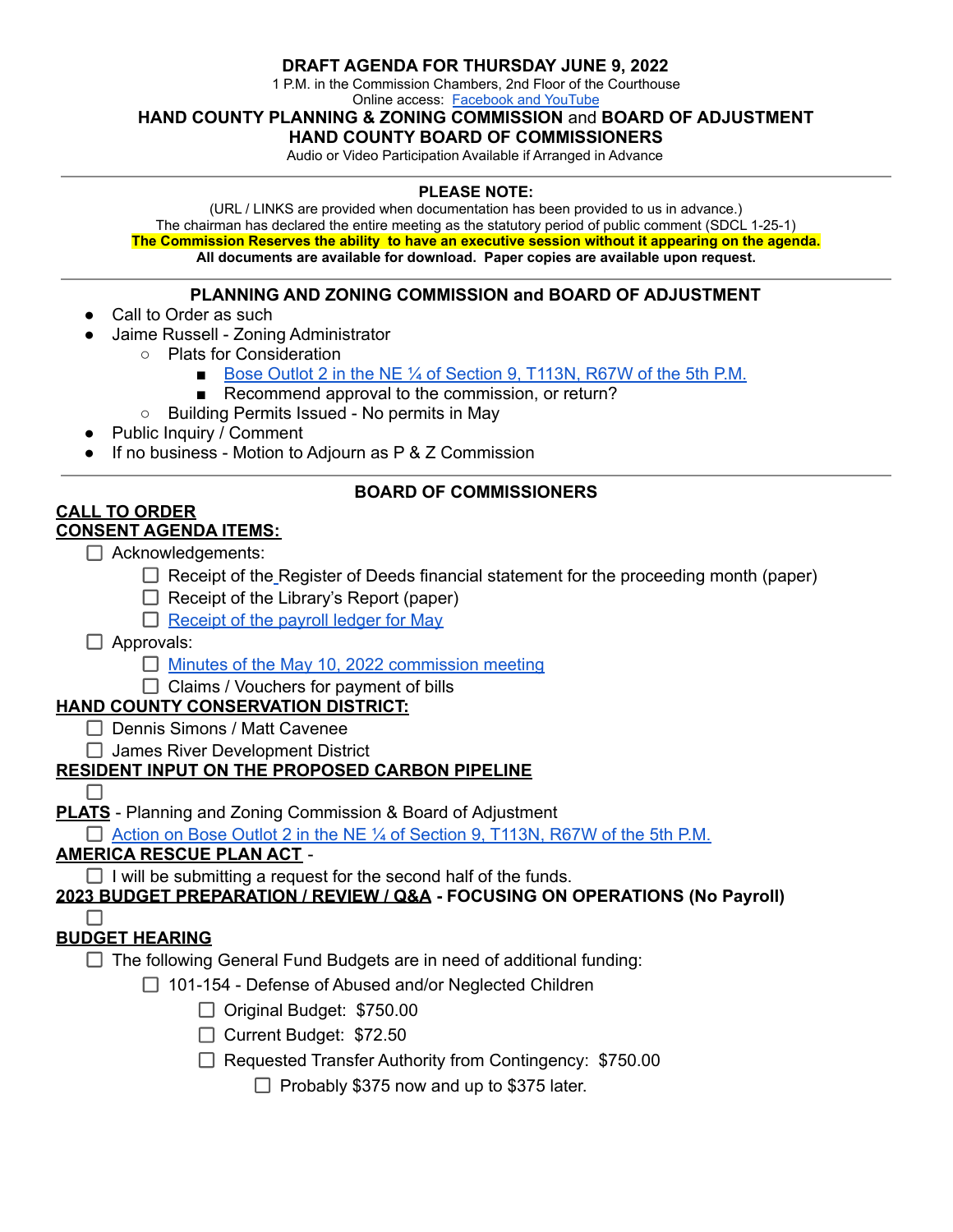# DRAFT AGENDA FOR THURSDAY JUNE 9, 2022

1 P.M. in the Commission Chambers, 2nd Floor of the Courthouse

Online access: Facebook and YouTube

## HAND COUNTY PLANNING & ZONING COMMISSION and BOARD OF ADJUSTMENT
## HAND COUNTY BOARD OF COMMISSIONERS

Audio or Video Participation Available if Arranged in Advance

---

**PLEASE NOTE:**

(URL / LINKS are provided when documentation has been provided to us in advance.)

The chairman has declared the entire meeting as the statutory period of public comment (SDCL 1-25-1)

**The Commission Reserves the ability to have an executive session without it appearing on the agenda.**

**All documents are available for download. Paper copies are available upon request.**

---

### PLANNING AND ZONING COMMISSION and BOARD OF ADJUSTMENT

- Call to Order as such
- Jaime Russell - Zoning Administrator
  - Plats for Consideration
    - Bose Outlot 2 in the NE ¼ of Section 9, T113N, R67W of the 5th P.M.
    - Recommend approval to the commission, or return?
  - Building Permits Issued - No permits in May
- Public Inquiry / Comment
- If no business - Motion to Adjourn as P & Z Commission

---

### BOARD OF COMMISSIONERS

**CALL TO ORDER**

**CONSENT AGENDA ITEMS:**

- [ ] Acknowledgements:
  - [ ] Receipt of the Register of Deeds financial statement for the proceeding month (paper)
  - [ ] Receipt of the Library's Report (paper)
  - [ ] Receipt of the payroll ledger for May
- [ ] Approvals:
  - [ ] Minutes of the May 10, 2022 commission meeting
  - [ ] Claims / Vouchers for payment of bills

**HAND COUNTY CONSERVATION DISTRICT:**

- [ ] Dennis Simons / Matt Cavenee
- [ ] James River Development District

**RESIDENT INPUT ON THE PROPOSED CARBON PIPELINE**

- [ ] 

**PLATS** - Planning and Zoning Commission & Board of Adjustment

- [ ] Action on Bose Outlot 2 in the NE ¼ of Section 9, T113N, R67W of the 5th P.M.

**AMERICA RESCUE PLAN ACT** -

- [ ] I will be submitting a request for the second half of the funds.

**2023 BUDGET PREPARATION / REVIEW / Q&A - FOCUSING ON OPERATIONS (No Payroll)**

- [ ] 

**BUDGET HEARING**

- [ ] The following General Fund Budgets are in need of additional funding:
  - [ ] 101-154 - Defense of Abused and/or Neglected Children
    - [ ] Original Budget: $750.00
    - [ ] Current Budget: $72.50
    - [ ] Requested Transfer Authority from Contingency: $750.00
      - [ ] Probably $375 now and up to $375 later.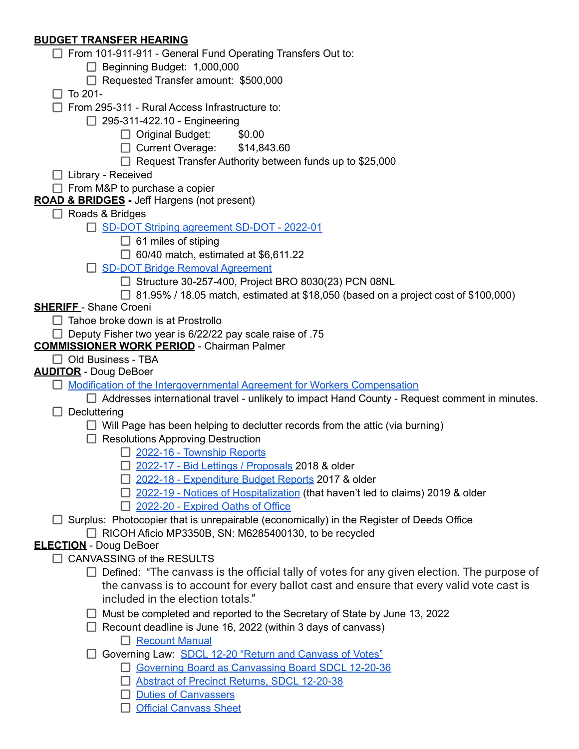**BUDGET TRANSFER HEARING**

- [ ] From 101-911-911 - General Fund Operating Transfers Out to:
  - [ ] Beginning Budget: 1,000,000
  - [ ] Requested Transfer amount: $500,000
- [ ] To 201-
- [ ] From 295-311 - Rural Access Infrastructure to:
  - [ ] 295-311-422.10 - Engineering
    - [ ] Original Budget: $0.00
    - [ ] Current Overage: $14,843.60
    - [ ] Request Transfer Authority between funds up to $25,000
- [ ] Library - Received
- [ ] From M&P to purchase a copier

**ROAD & BRIDGES** - Jeff Hargens (not present)

- [ ] Roads & Bridges
  - [ ] SD-DOT Striping agreement SD-DOT - 2022-01
    - [ ] 61 miles of stiping
    - [ ] 60/40 match, estimated at $6,611.22
  - [ ] SD-DOT Bridge Removal Agreement
    - [ ] Structure 30-257-400, Project BRO 8030(23) PCN 08NL
    - [ ] 81.95% / 18.05 match, estimated at $18,050 (based on a project cost of $100,000)

**SHERIFF** - Shane Croeni

- [ ] Tahoe broke down is at Prostrollo
- [ ] Deputy Fisher two year is 6/22/22 pay scale raise of .75

**COMMISSIONER WORK PERIOD** - Chairman Palmer

- [ ] Old Business - TBA

**AUDITOR** - Doug DeBoer

- [ ] Modification of the Intergovernmental Agreement for Workers Compensation
  - [ ] Addresses international travel - unlikely to impact Hand County - Request comment in minutes.
- [ ] Decluttering
  - [ ] Will Page has been helping to declutter records from the attic (via burning)
  - [ ] Resolutions Approving Destruction
    - [ ] 2022-16 - Township Reports
    - [ ] 2022-17 - Bid Lettings / Proposals 2018 & older
    - [ ] 2022-18 - Expenditure Budget Reports 2017 & older
    - [ ] 2022-19 - Notices of Hospitalization (that haven't led to claims) 2019 & older
    - [ ] 2022-20 - Expired Oaths of Office
- [ ] Surplus: Photocopier that is unrepairable (economically) in the Register of Deeds Office
  - [ ] RICOH Aficio MP3350B, SN: M6285400130, to be recycled

**ELECTION** - Doug DeBoer

- [ ] CANVASSING of the RESULTS
  - [ ] Defined: "The canvass is the official tally of votes for any given election. The purpose of the canvass is to account for every ballot cast and ensure that every valid vote cast is included in the election totals."
  - [ ] Must be completed and reported to the Secretary of State by June 13, 2022
  - [ ] Recount deadline is June 16, 2022 (within 3 days of canvass)
    - [ ] Recount Manual
  - [ ] Governing Law: SDCL 12-20 "Return and Canvass of Votes"
    - [ ] Governing Board as Canvassing Board SDCL 12-20-36
    - [ ] Abstract of Precinct Returns, SDCL 12-20-38
    - [ ] Duties of Canvassers
    - [ ] Official Canvass Sheet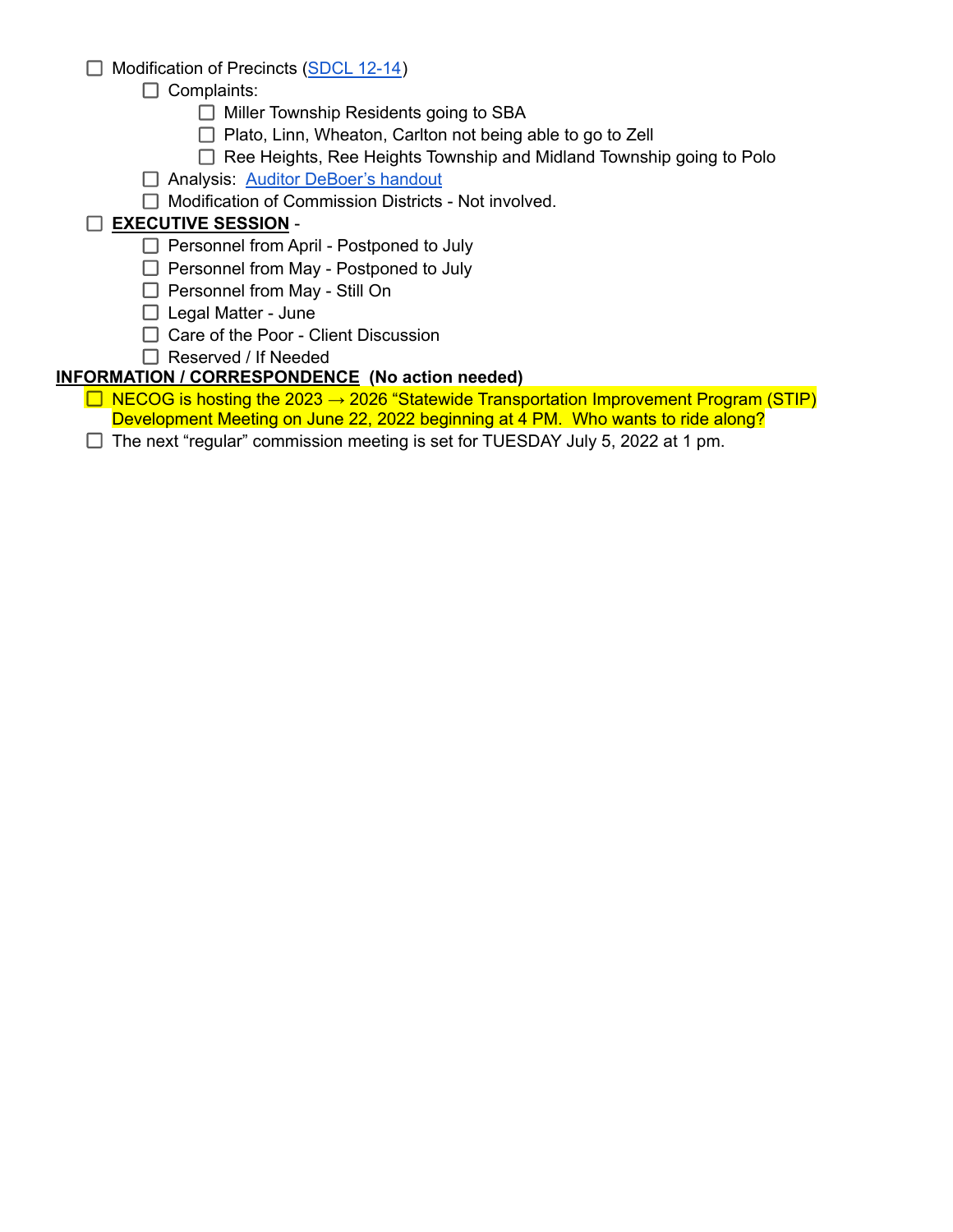- [ ] Modification of Precincts (SDCL 12-14)
    - [ ] Complaints:
        - [ ] Miller Township Residents going to SBA
        - [ ] Plato, Linn, Wheaton, Carlton not being able to go to Zell
        - [ ] Ree Heights, Ree Heights Township and Midland Township going to Polo
    - [ ] Analysis: Auditor DeBoer's handout
    - [ ] Modification of Commission Districts - Not involved.
- [ ] **EXECUTIVE SESSION** -
    - [ ] Personnel from April - Postponed to July
    - [ ] Personnel from May - Postponed to July
    - [ ] Personnel from May - Still On
    - [ ] Legal Matter - June
    - [ ] Care of the Poor - Client Discussion
    - [ ] Reserved / If Needed

**INFORMATION / CORRESPONDENCE (No action needed)**

- [ ] NECOG is hosting the 2023 → 2026 "Statewide Transportation Improvement Program (STIP) Development Meeting on June 22, 2022 beginning at 4 PM. Who wants to ride along?
- [ ] The next "regular" commission meeting is set for TUESDAY July 5, 2022 at 1 pm.